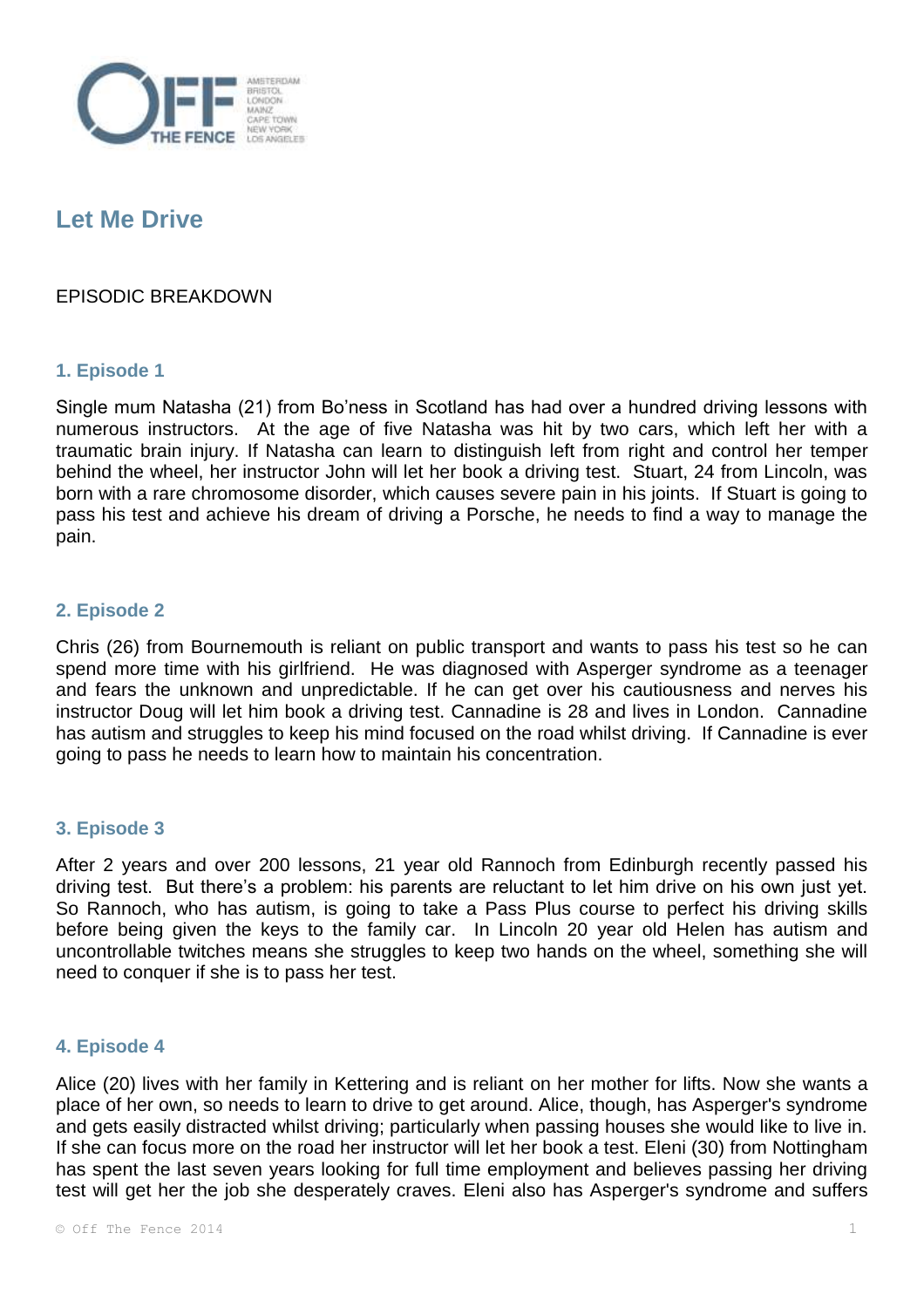# Let Me Drive

EPISODIC BREAKDOWN

## 1. Episode 1

Single mum Natasha (21) from Bo'ness in Scotland has had over a hundred driving lessons with numerous instructors. At the age of five Natasha was hit by two cars, which left her with a traumatic brain injury. If Natasha can learn to distinguish left from right and control her temper behind the wheel, her instructor John will let her book a driving test. Stuart, 24 from Lincoln, was born with a rare chromosome disorder, which causes severe pain in his joints. If Stuart is going to pass his test and achieve his dream of driving a Porsche, he needs to find a way to manage the pain.

## 2. Episode 2

Chris (26) from Bournemouth is reliant on public transport and wants to pass his test so he can spend more time with his girlfriend. He was diagnosed with Asperger syndrome as a teenager and fears the unknown and unpredictable. If he can get over his cautiousness and nerves his instructor Doug will let him book a driving test. Cannadine is 28 and lives in London. Cannadine has autism and struggles to keep his mind focused on the road whilst driving. If Cannadine is ever going to pass he needs to learn how to maintain his concentration.

## 3. Episode 3

After 2 years and over 200 lessons, 21 year old Rannoch from Edinburgh recently passed his driving test. But there's a problem: his parents are reluctant to let him drive on his own just yet. So Rannoch, who has autism, is going to take a Pass Plus course to perfect his driving skills before being given the keys to the family car. In Lincoln 20 year old Helen has autism and uncontrollable twitches means she struggles to keep two hands on the wheel, something she will need to conquer if she is to pass her test.

## 4. Episode 4

Alice (20) lives with her family in Kettering and is reliant on her mother for lifts. Now she wants a place of her own, so needs to learn to drive to get around. Alice, though, has Asperger's syndrome and gets easily distracted whilst driving; particularly when passing houses she would like to live in. If she can focus more on the road her instructor will let her book a test. Eleni (30) from Nottingham has spent the last seven years looking for full time employment and believes passing her driving test will get her the job she desperately craves. Eleni also has Asperger's syndrome and suffers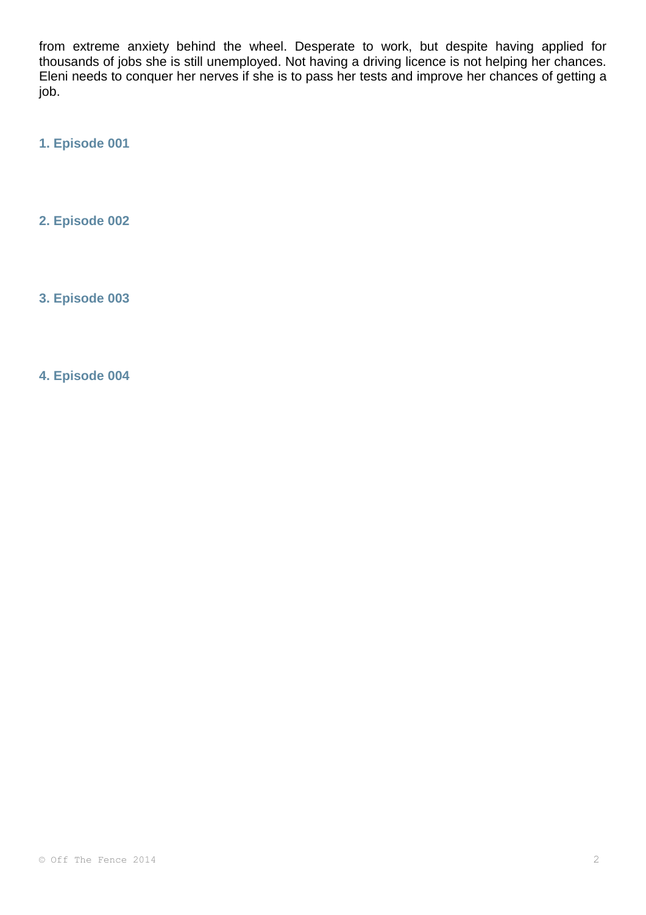from extreme anxiety behind the wheel. Desperate to work, but despite having applied for thousands of jobs she is still unemployed. Not having a driving licence is not helping her chances. Eleni needs to conquer her nerves if she is to pass her tests and improve her chances of getting a job.

### 1. Episode 001

### 2. Episode 002

### 3. Episode 003

### 4. Episode 004